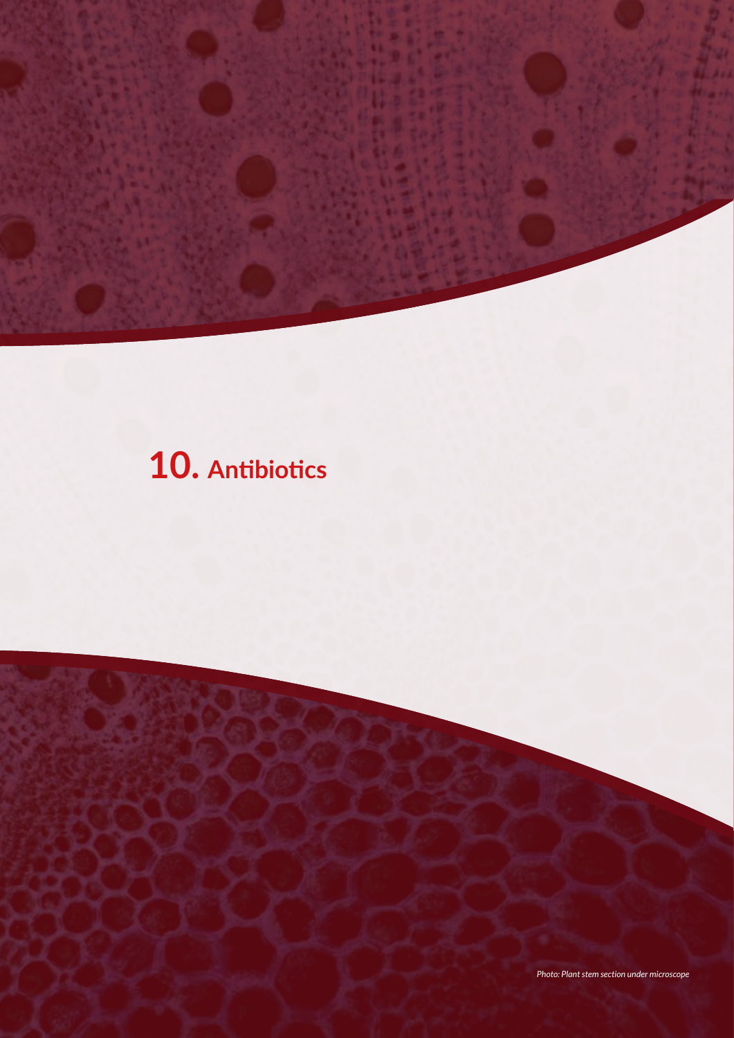# 10. Antibiotics

*Photo: Plant stem section under microscope*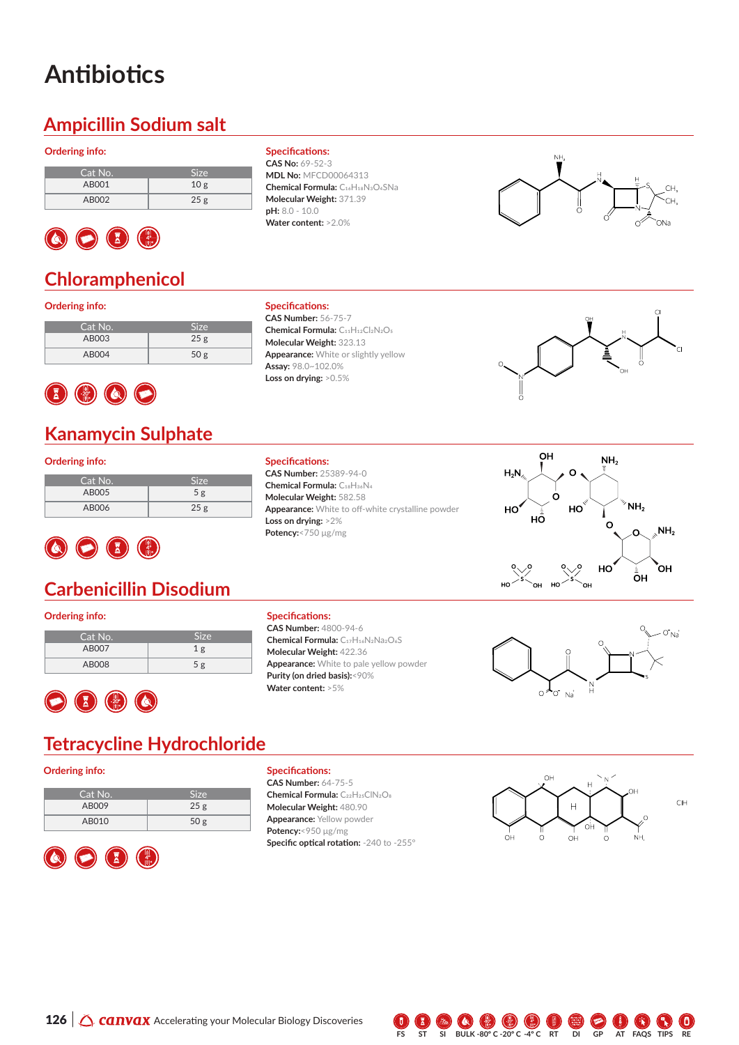# Antibiotics

## Ampicillin Sodium salt

**Ordering info:**

| Cat No. | Size |
|---|---|
| AB001 | 10 g |
| AB002 | 25 g |

**Specifications:**

**CAS No:** 69-52-3
**MDL No:** MFCD00064313
**Chemical Formula:** $C_{16}H_{18}N_3O_4SNa$
**Molecular Weight:** 371.39
**pH:** 8.0 - 10.0
**Water content:** >2.0%

## Chloramphenicol

**Ordering info:**

| Cat No. | Size |
|---|---|
| AB003 | 25 g |
| AB004 | 50 g |

**Specifications:**

**CAS Number:** 56-75-7
**Chemical Formula:** $C_{11}H_{12}Cl_2N_2O_5$
**Molecular Weight:** 323.13
**Appearance:** White or slightly yellow
**Assay:** 98.0~102.0%
**Loss on drying:** >0.5%

## Kanamycin Sulphate

**Ordering info:**

| Cat No. | Size |
|---|---|
| AB005 | 5 g |
| AB006 | 25 g |

**Specifications:**

**CAS Number:** 25389-94-0
**Chemical Formula:** $C_{18}H_{36}N_4$
**Molecular Weight:** 582.58
**Appearance:** White to off-white crystalline powder
**Loss on drying:** >2%
**Potency:** <750 µg/mg

## Carbenicillin Disodium

**Ordering info:**

| Cat No. | Size |
|---|---|
| AB007 | 1 g |
| AB008 | 5 g |

**Specifications:**

**CAS Number:** 4800-94-6
**Chemical Formula:** $C_{17}H_{16}N_2Na_2O_6S$
**Molecular Weight:** 422.36
**Appearance:** White to pale yellow powder
**Purity (on dried basis):** <90%
**Water content:** >5%

## Tetracycline Hydrochloride

**Ordering info:**

| Cat No. | Size |
|---|---|
| AB009 | 25 g |
| AB010 | 50 g |

**Specifications:**

**CAS Number:** 64-75-5
**Chemical Formula:** $C_{22}H_{25}ClN_2O_8$
**Molecular Weight:** 480.90
**Appearance:** Yellow powder
**Potency:** <950 µg/mg
**Specific optical rotation:** -240 to -255°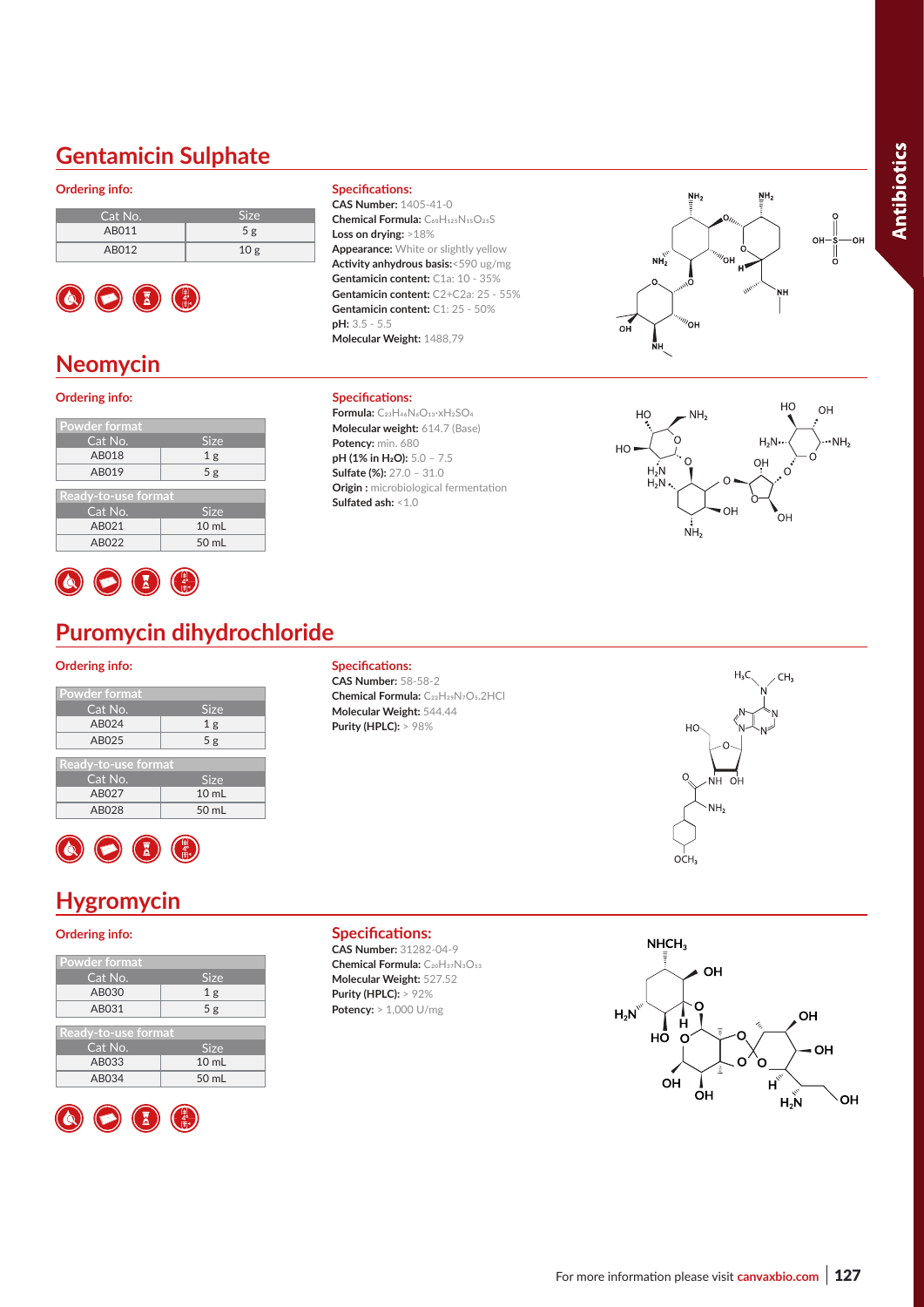# Gentamicin Sulphate

**Ordering info:**

| Cat No. | Size |
|---|---|
| AB011 | 5 g |
| AB012 | 10 g |

**Specifications:**

**CAS Number:** 1405-41-0
**Chemical Formula:** $C_{60}H_{125}N_{15}O_{25}S$
**Loss on drying:** >18%
**Appearance:** White or slightly yellow
**Activity anhydrous basis:** <590 ug/mg
**Gentamicin content:** C1a: 10 - 35%
**Gentamicin content:** C2+C2a: 25 - 55%
**Gentamicin content:** C1: 25 - 50%
**pH:** 3.5 - 5.5
**Molecular Weight:** 1488,79

# Neomycin

**Ordering info:**

| Powder format | |
|---|---|
| Cat No. | Size |
| AB018 | 1 g |
| AB019 | 5 g |

| Ready-to-use format | |
|---|---|
| Cat No. | Size |
| AB021 | 10 mL |
| AB022 | 50 mL |

**Specifications:**

**Formula:** $C_{23}H_{46}N_6O_{13} \cdot xH_2SO_4$
**Molecular weight:** 614.7 (Base)
**Potency:** min. 680
**pH (1% in $H_2O$):** 5.0 – 7.5
**Sulfate (%):** 27.0 – 31.0
**Origin :** microbiological fermentation
**Sulfated ash:** <1.0

# Puromycin dihydrochloride

**Ordering info:**

| Powder format | |
|---|---|
| Cat No. | Size |
| AB024 | 1 g |
| AB025 | 5 g |

| Ready-to-use format | |
|---|---|
| Cat No. | Size |
| AB027 | 10 mL |
| AB028 | 50 mL |

**Specifications:**

**CAS Number:** 58-58-2
**Chemical Formula:** $C_{22}H_{29}N_7O_5$.2HCl
**Molecular Weight:** 544.44
**Purity (HPLC):** > 98%

# Hygromycin

**Ordering info:**

| Powder format | |
|---|---|
| Cat No. | Size |
| AB030 | 1 g |
| AB031 | 5 g |

| Ready-to-use format | |
|---|---|
| Cat No. | Size |
| AB033 | 10 mL |
| AB034 | 50 mL |

**Specifications:**

**CAS Number:** 31282-04-9
**Chemical Formula:** $C_{20}H_{37}N_3O_{13}$
**Molecular Weight:** 527.52
**Purity (HPLC):** > 92%
**Potency:** > 1,000 U/mg

For more information please visit canvaxbio.com